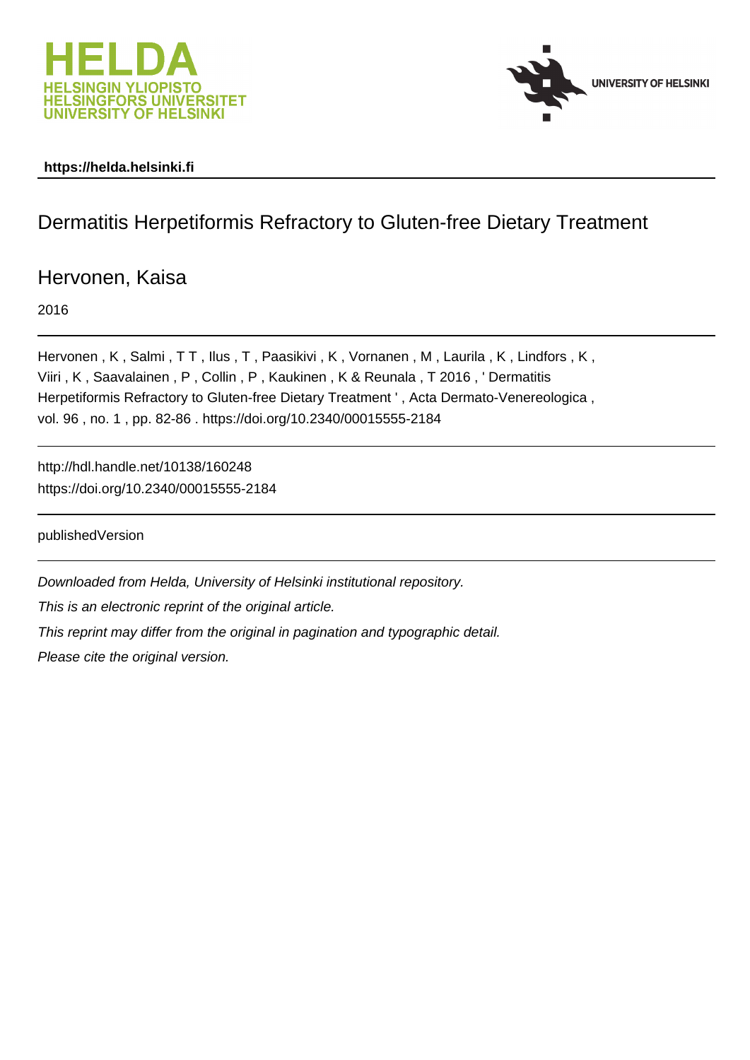HELDA
HELSINGIN YLIOPISTO
HELSINGFORS UNIVERSITET
UNIVERSITY OF HELSINKI

UNIVERSITY OF HELSINKI

**https://helda.helsinki.fi**

# Dermatitis Herpetiformis Refractory to Gluten-free Dietary Treatment

## Hervonen, Kaisa

2016

Hervonen , K , Salmi , T T , Ilus , T , Paasikivi , K , Vornanen , M , Laurila , K , Lindfors , K , Viiri , K , Saavalainen , P , Collin , P , Kaukinen , K & Reunala , T 2016 , ' Dermatitis Herpetiformis Refractory to Gluten-free Dietary Treatment ' , Acta Dermato-Venereologica , vol. 96 , no. 1 , pp. 82-86 . https://doi.org/10.2340/00015555-2184

http://hdl.handle.net/10138/160248
https://doi.org/10.2340/00015555-2184

publishedVersion

*Downloaded from Helda, University of Helsinki institutional repository.*

*This is an electronic reprint of the original article.*

*This reprint may differ from the original in pagination and typographic detail.*

*Please cite the original version.*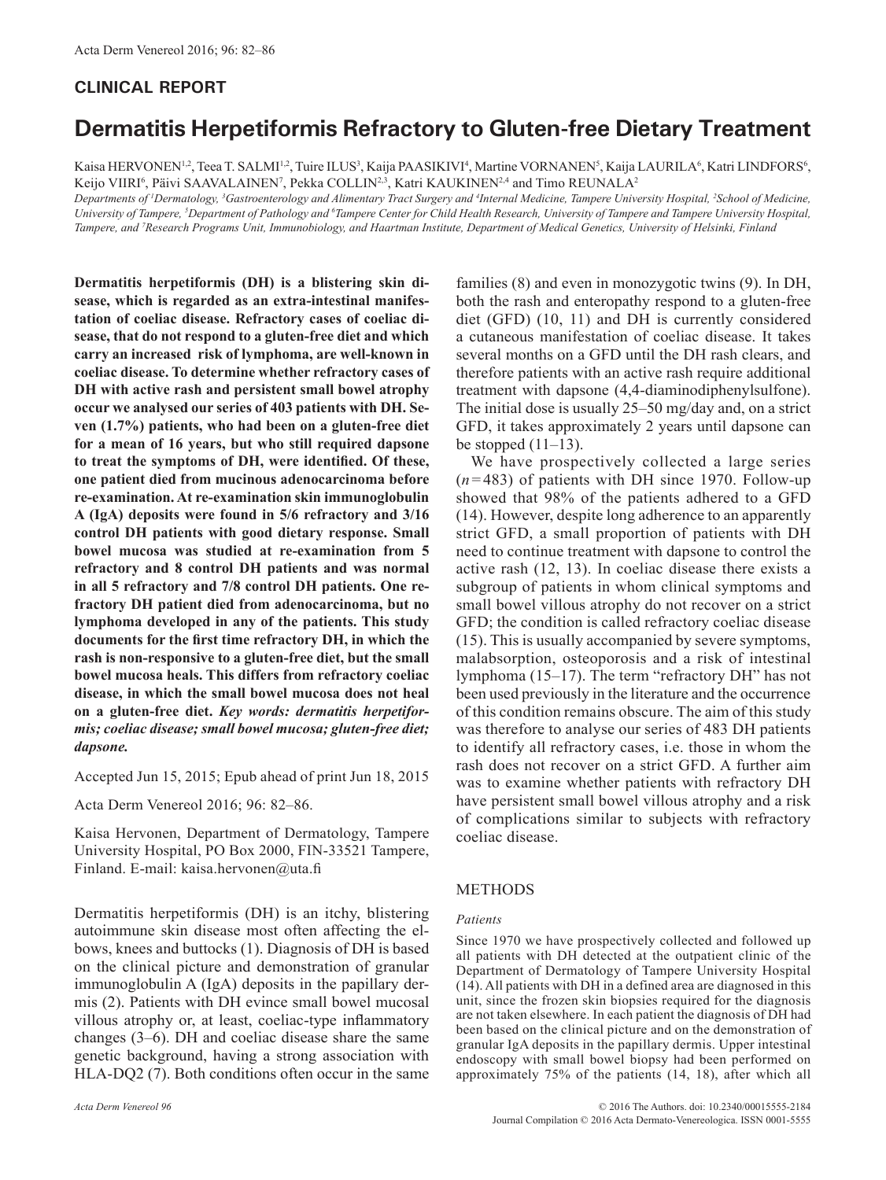## CLINICAL REPORT

# Dermatitis Herpetiformis Refractory to Gluten-free Dietary Treatment

Kaisa HERVONEN[1,2], Teea T. SALMI[1,2], Tuire ILUS[3], Kaija PAASIKIVI[4], Martine VORNANEN[5], Kaija LAURILA[6], Katri LINDFORS[6], Keijo VIIRI[6], Päivi SAAVALAINEN[7], Pekka COLLIN[2,3], Katri KAUKINEN[2,4] and Timo REUNALA[2]

Departments of [1]Dermatology, [3]Gastroenterology and Alimentary Tract Surgery and [4]Internal Medicine, Tampere University Hospital, [2]School of Medicine, University of Tampere, [5]Department of Pathology and [6]Tampere Center for Child Health Research, University of Tampere and Tampere University Hospital, Tampere, and [7]Research Programs Unit, Immunobiology, and Haartman Institute, Department of Medical Genetics, University of Helsinki, Finland

**Dermatitis herpetiformis (DH) is a blistering skin disease, which is regarded as an extra-intestinal manifestation of coeliac disease. Refractory cases of coeliac disease, that do not respond to a gluten-free diet and which carry an increased risk of lymphoma, are well-known in coeliac disease. To determine whether refractory cases of DH with active rash and persistent small bowel atrophy occur we analysed our series of 403 patients with DH. Seven (1.7%) patients, who had been on a gluten-free diet for a mean of 16 years, but who still required dapsone to treat the symptoms of DH, were identified. Of these, one patient died from mucinous adenocarcinoma before re-examination. At re-examination skin immunoglobulin A (IgA) deposits were found in 5/6 refractory and 3/16 control DH patients with good dietary response. Small bowel mucosa was studied at re-examination from 5 refractory and 8 control DH patients and was normal in all 5 refractory and 7/8 control DH patients. One refractory DH patient died from adenocarcinoma, but no lymphoma developed in any of the patients. This study documents for the first time refractory DH, in which the rash is non-responsive to a gluten-free diet, but the small bowel mucosa heals. This differs from refractory coeliac disease, in which the small bowel mucosa does not heal on a gluten-free diet.** ***Key words: dermatitis herpetiformis; coeliac disease; small bowel mucosa; gluten-free diet; dapsone.***

Accepted Jun 15, 2015; Epub ahead of print Jun 18, 2015

Acta Derm Venereol 2016; 96: 82–86.

Kaisa Hervonen, Department of Dermatology, Tampere University Hospital, PO Box 2000, FIN-33521 Tampere, Finland. E-mail: kaisa.hervonen@uta.fi

Dermatitis herpetiformis (DH) is an itchy, blistering autoimmune skin disease most often affecting the elbows, knees and buttocks (1). Diagnosis of DH is based on the clinical picture and demonstration of granular immunoglobulin A (IgA) deposits in the papillary dermis (2). Patients with DH evince small bowel mucosal villous atrophy or, at least, coeliac-type inflammatory changes (3–6). DH and coeliac disease share the same genetic background, having a strong association with HLA-DQ2 (7). Both conditions often occur in the same families (8) and even in monozygotic twins (9). In DH, both the rash and enteropathy respond to a gluten-free diet (GFD) (10, 11) and DH is currently considered a cutaneous manifestation of coeliac disease. It takes several months on a GFD until the DH rash clears, and therefore patients with an active rash require additional treatment with dapsone (4,4-diaminodiphenylsulfone). The initial dose is usually 25–50 mg/day and, on a strict GFD, it takes approximately 2 years until dapsone can be stopped (11–13).

We have prospectively collected a large series ($n=483$) of patients with DH since 1970. Follow-up showed that 98% of the patients adhered to a GFD (14). However, despite long adherence to an apparently strict GFD, a small proportion of patients with DH need to continue treatment with dapsone to control the active rash (12, 13). In coeliac disease there exists a subgroup of patients in whom clinical symptoms and small bowel villous atrophy do not recover on a strict GFD; the condition is called refractory coeliac disease (15). This is usually accompanied by severe symptoms, malabsorption, osteoporosis and a risk of intestinal lymphoma (15–17). The term "refractory DH" has not been used previously in the literature and the occurrence of this condition remains obscure. The aim of this study was therefore to analyse our series of 483 DH patients to identify all refractory cases, i.e. those in whom the rash does not recover on a strict GFD. A further aim was to examine whether patients with refractory DH have persistent small bowel villous atrophy and a risk of complications similar to subjects with refractory coeliac disease.

## METHODS

### *Patients*

Since 1970 we have prospectively collected and followed up all patients with DH detected at the outpatient clinic of the Department of Dermatology of Tampere University Hospital (14). All patients with DH in a defined area are diagnosed in this unit, since the frozen skin biopsies required for the diagnosis are not taken elsewhere. In each patient the diagnosis of DH had been based on the clinical picture and on the demonstration of granular IgA deposits in the papillary dermis. Upper intestinal endoscopy with small bowel biopsy had been performed on approximately 75% of the patients (14, 18), after which all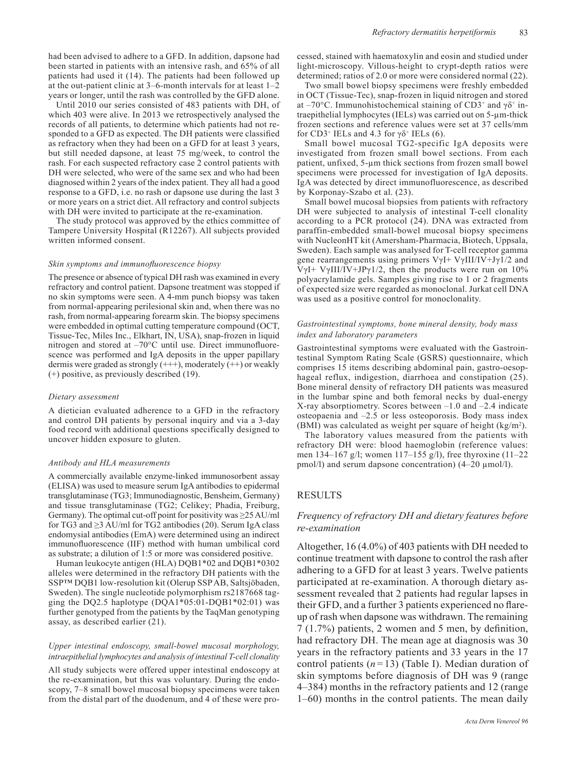had been advised to adhere to a GFD. In addition, dapsone had been started in patients with an intensive rash, and 65% of all patients had used it (14). The patients had been followed up at the out-patient clinic at 3–6-month intervals for at least 1–2 years or longer, until the rash was controlled by the GFD alone.

Until 2010 our series consisted of 483 patients with DH, of which 403 were alive. In 2013 we retrospectively analysed the records of all patients, to determine which patients had not responded to a GFD as expected. The DH patients were classified as refractory when they had been on a GFD for at least 3 years, but still needed dapsone, at least 75 mg/week, to control the rash. For each suspected refractory case 2 control patients with DH were selected, who were of the same sex and who had been diagnosed within 2 years of the index patient. They all had a good response to a GFD, i.e. no rash or dapsone use during the last 3 or more years on a strict diet. All refractory and control subjects with DH were invited to participate at the re-examination.

The study protocol was approved by the ethics committee of Tampere University Hospital (R12267). All subjects provided written informed consent.

### *Skin symptoms and immunofluorescence biopsy*

The presence or absence of typical DH rash was examined in every refractory and control patient. Dapsone treatment was stopped if no skin symptoms were seen. A 4-mm punch biopsy was taken from normal-appearing perilesional skin and, when there was no rash, from normal-appearing forearm skin. The biopsy specimens were embedded in optimal cutting temperature compound (OCT, Tissue-Tec, Miles Inc., Elkhart, IN, USA), snap-frozen in liquid nitrogen and stored at –70°C until use. Direct immunofluorescence was performed and IgA deposits in the upper papillary dermis were graded as strongly (+++), moderately (++) or weakly (+) positive, as previously described (19).

### *Dietary assessment*

A dietician evaluated adherence to a GFD in the refractory and control DH patients by personal inquiry and via a 3-day food record with additional questions specifically designed to uncover hidden exposure to gluten.

### *Antibody and HLA measurements*

A commercially available enzyme-linked immunosorbent assay (ELISA) was used to measure serum IgA antibodies to epidermal transglutaminase (TG3; Immunodiagnostic, Bensheim, Germany) and tissue transglutaminase (TG2; Celikey; Phadia, Freiburg, Germany). The optimal cut-off point for positivity was ≥25 AU/ml for TG3 and ≥3 AU/ml for TG2 antibodies (20). Serum IgA class endomysial antibodies (EmA) were determined using an indirect immunofluorescence (IIF) method with human umbilical cord as substrate; a dilution of 1:5 or more was considered positive.

Human leukocyte antigen (HLA) DQB1\*02 and DQB1\*0302 alleles were determined in the refractory DH patients with the SSP™ DQB1 low-resolution kit (Olerup SSP AB, Saltsjöbaden, Sweden). The single nucleotide polymorphism rs2187668 tagging the DQ2.5 haplotype (DQA1\*05:01-DQB1\*02:01) was further genotyped from the patients by the TaqMan genotyping assay, as described earlier (21).

### *Upper intestinal endoscopy, small-bowel mucosal morphology, intraepithelial lymphocytes and analysis of intestinal T-cell clonality*

All study subjects were offered upper intestinal endoscopy at the re-examination, but this was voluntary. During the endoscopy, 7–8 small bowel mucosal biopsy specimens were taken from the distal part of the duodenum, and 4 of these were processed, stained with haematoxylin and eosin and studied under light-microscopy. Villous-height to crypt-depth ratios were determined; ratios of 2.0 or more were considered normal (22).

Two small bowel biopsy specimens were freshly embedded in OCT (Tissue-Tec), snap-frozen in liquid nitrogen and stored at –70°C. Immunohistochemical staining of $CD3^+$ and $\gamma\delta^+$ intraepithelial lymphocytes (IELs) was carried out on 5-µm-thick frozen sections and reference values were set at 37 cells/mm for $CD3^+$ IELs and 4.3 for $\gamma\delta^+$ IELs (6).

Small bowel mucosal TG2-specific IgA deposits were investigated from frozen small bowel sections. From each patient, unfixed, 5-µm thick sections from frozen small bowel specimens were processed for investigation of IgA deposits. IgA was detected by direct immunofluorescence, as described by Korponay-Szabo et al. (23).

Small bowel mucosal biopsies from patients with refractory DH were subjected to analysis of intestinal T-cell clonality according to a PCR protocol (24). DNA was extracted from paraffin-embedded small-bowel mucosal biopsy specimens with NucleonHT kit (Amersham-Pharmacia, Biotech, Uppsala, Sweden). Each sample was analysed for T-cell receptor gamma gene rearrangements using primers VγI+ VγIII/IV+Jγ1/2 and VγI+ VγIII/IV+JPγ1/2, then the products were run on 10% polyacrylamide gels. Samples giving rise to 1 or 2 fragments of expected size were regarded as monoclonal. Jurkat cell DNA was used as a positive control for monoclonality.

### *Gastrointestinal symptoms, bone mineral density, body mass index and laboratory parameters*

Gastrointestinal symptoms were evaluated with the Gastrointestinal Symptom Rating Scale (GSRS) questionnaire, which comprises 15 items describing abdominal pain, gastro-oesophageal reflux, indigestion, diarrhoea and constipation (25). Bone mineral density of refractory DH patients was measured in the lumbar spine and both femoral necks by dual-energy X-ray absorptiometry. Scores between –1.0 and –2.4 indicate osteopaenia and –2.5 or less osteoporosis. Body mass index (BMI) was calculated as weight per square of height (kg/m$^2$).

The laboratory values measured from the patients with refractory DH were: blood haemoglobin (reference values: men 134–167 g/l; women 117–155 g/l), free thyroxine (11–22 pmol/l) and serum dapsone concentration) (4–20 µmol/l).

## RESULTS

### *Frequency of refractory DH and dietary features before re-examination*

Altogether, 16 (4.0%) of 403 patients with DH needed to continue treatment with dapsone to control the rash after adhering to a GFD for at least 3 years. Twelve patients participated at re-examination. A thorough dietary assessment revealed that 2 patients had regular lapses in their GFD, and a further 3 patients experienced no flare-up of rash when dapsone was withdrawn. The remaining 7 (1.7%) patients, 2 women and 5 men, by definition, had refractory DH. The mean age at diagnosis was 30 years in the refractory patients and 33 years in the 17 control patients ($n=13$) (Table I). Median duration of skin symptoms before diagnosis of DH was 9 (range 4–384) months in the refractory patients and 12 (range 1–60) months in the control patients. The mean daily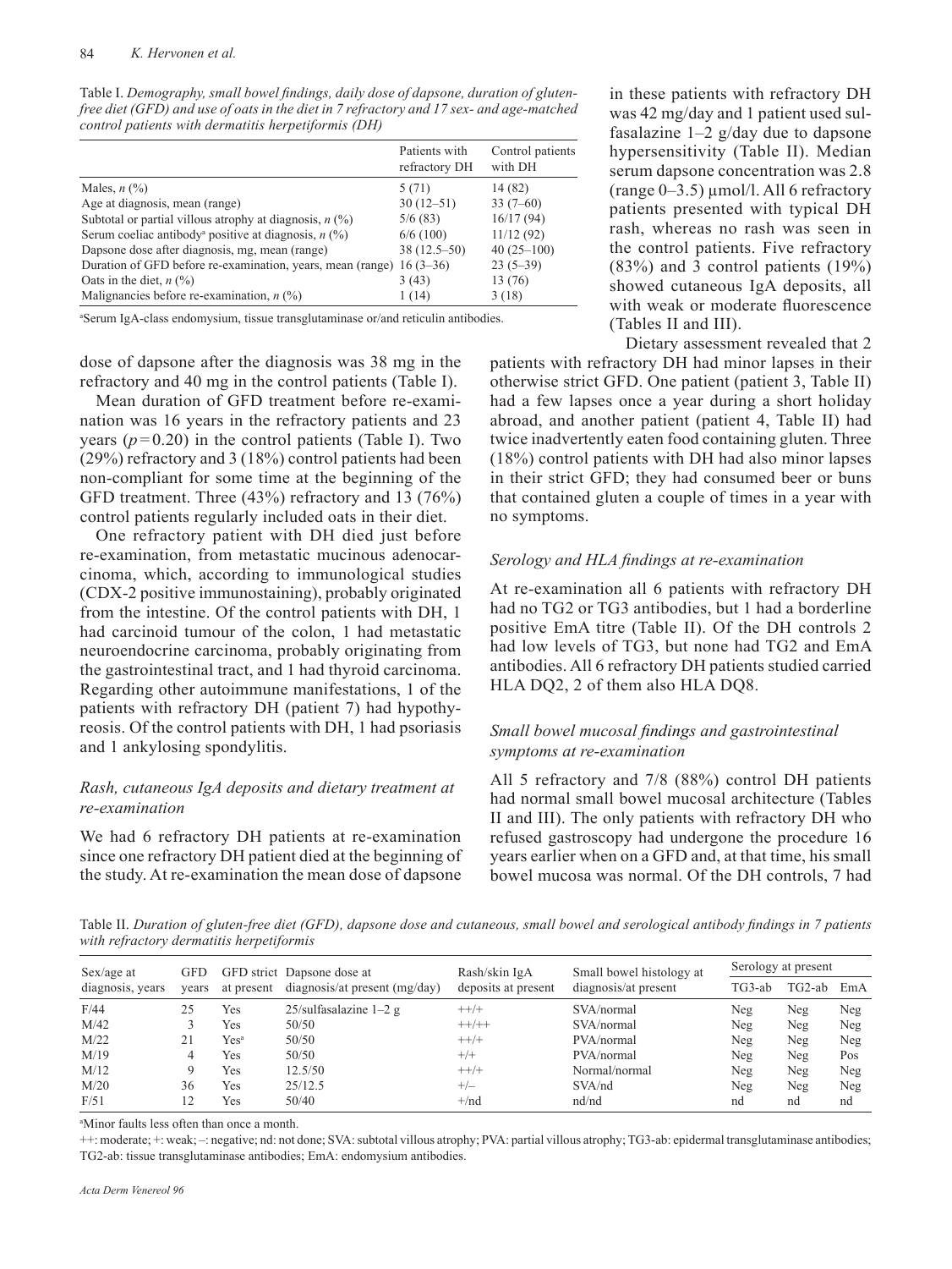Table I. *Demography, small bowel findings, daily dose of dapsone, duration of gluten-free diet (GFD) and use of oats in the diet in 7 refractory and 17 sex- and age-matched control patients with dermatitis herpetiformis (DH)*

| | Patients with refractory DH | Control patients with DH |
|---|---|---|
| Males, *n* (%) | 5 (71) | 14 (82) |
| Age at diagnosis, mean (range) | 30 (12–51) | 33 (7–60) |
| Subtotal or partial villous atrophy at diagnosis, *n* (%) | 5/6 (83) | 16/17 (94) |
| Serum coeliac antibody[a] positive at diagnosis, *n* (%) | 6/6 (100) | 11/12 (92) |
| Dapsone dose after diagnosis, mg, mean (range) | 38 (12.5–50) | 40 (25–100) |
| Duration of GFD before re-examination, years, mean (range) | 16 (3–36) | 23 (5–39) |
| Oats in the diet, *n* (%) | 3 (43) | 13 (76) |
| Malignancies before re-examination, *n* (%) | 1 (14) | 3 (18) |

[a]Serum IgA-class endomysium, tissue transglutaminase or/and reticulin antibodies.

dose of dapsone after the diagnosis was 38 mg in the refractory and 40 mg in the control patients (Table I).

Mean duration of GFD treatment before re-examination was 16 years in the refractory patients and 23 years ($p=0.20$) in the control patients (Table I). Two (29%) refractory and 3 (18%) control patients had been non-compliant for some time at the beginning of the GFD treatment. Three (43%) refractory and 13 (76%) control patients regularly included oats in their diet.

One refractory patient with DH died just before re-examination, from metastatic mucinous adenocarcinoma, which, according to immunological studies (CDX-2 positive immunostaining), probably originated from the intestine. Of the control patients with DH, 1 had carcinoid tumour of the colon, 1 had metastatic neuroendocrine carcinoma, probably originating from the gastrointestinal tract, and 1 had thyroid carcinoma. Regarding other autoimmune manifestations, 1 of the patients with refractory DH (patient 7) had hypothyreosis. Of the control patients with DH, 1 had psoriasis and 1 ankylosing spondylitis.

### *Rash, cutaneous IgA deposits and dietary treatment at re-examination*

We had 6 refractory DH patients at re-examination since one refractory DH patient died at the beginning of the study. At re-examination the mean dose of dapsone in these patients with refractory DH was 42 mg/day and 1 patient used sulfasalazine 1–2 g/day due to dapsone hypersensitivity (Table II). Median serum dapsone concentration was 2.8 (range 0–3.5) μmol/l. All 6 refractory patients presented with typical DH rash, whereas no rash was seen in the control patients. Five refractory (83%) and 3 control patients (19%) showed cutaneous IgA deposits, all with weak or moderate fluorescence (Tables II and III).

Dietary assessment revealed that 2 patients with refractory DH had minor lapses in their otherwise strict GFD. One patient (patient 3, Table II) had a few lapses once a year during a short holiday abroad, and another patient (patient 4, Table II) had twice inadvertently eaten food containing gluten. Three (18%) control patients with DH had also minor lapses in their strict GFD; they had consumed beer or buns that contained gluten a couple of times in a year with no symptoms.

### *Serology and HLA findings at re-examination*

At re-examination all 6 patients with refractory DH had no TG2 or TG3 antibodies, but 1 had a borderline positive EmA titre (Table II). Of the DH controls 2 had low levels of TG3, but none had TG2 and EmA antibodies. All 6 refractory DH patients studied carried HLA DQ2, 2 of them also HLA DQ8.

### *Small bowel mucosal findings and gastrointestinal symptoms at re-examination*

All 5 refractory and 7/8 (88%) control DH patients had normal small bowel mucosal architecture (Tables II and III). The only patients with refractory DH who refused gastroscopy had undergone the procedure 16 years earlier when on a GFD and, at that time, his small bowel mucosa was normal. Of the DH controls, 7 had

Table II. *Duration of gluten-free diet (GFD), dapsone dose and cutaneous, small bowel and serological antibody findings in 7 patients with refractory dermatitis herpetiformis*

| Sex/age at diagnosis, years | GFD years | GFD strict at present | Dapsone dose at diagnosis/at present (mg/day) | Rash/skin IgA deposits at present | Small bowel histology at diagnosis/at present | Serology at present | | |
|---|---|---|---|---|---|---|---|---|
| | | | | | | TG3-ab | TG2-ab | EmA |
| F/44 | 25 | Yes | 25/sulfasalazine 1–2 g | ++/+ | SVA/normal | Neg | Neg | Neg |
| M/42 | 3 | Yes | 50/50 | ++/++ | SVA/normal | Neg | Neg | Neg |
| M/22 | 21 | Yes[a] | 50/50 | ++/+ | PVA/normal | Neg | Neg | Neg |
| M/19 | 4 | Yes | 50/50 | +/+ | PVA/normal | Neg | Neg | Pos |
| M/12 | 9 | Yes | 12.5/50 | ++/+ | Normal/normal | Neg | Neg | Neg |
| M/20 | 36 | Yes | 25/12.5 | +/– | SVA/nd | Neg | Neg | Neg |
| F/51 | 12 | Yes | 50/40 | +/nd | nd/nd | nd | nd | nd |

[a]Minor faults less often than once a month.

++: moderate; +: weak; –: negative; nd: not done; SVA: subtotal villous atrophy; PVA: partial villous atrophy; TG3-ab: epidermal transglutaminase antibodies; TG2-ab: tissue transglutaminase antibodies; EmA: endomysium antibodies.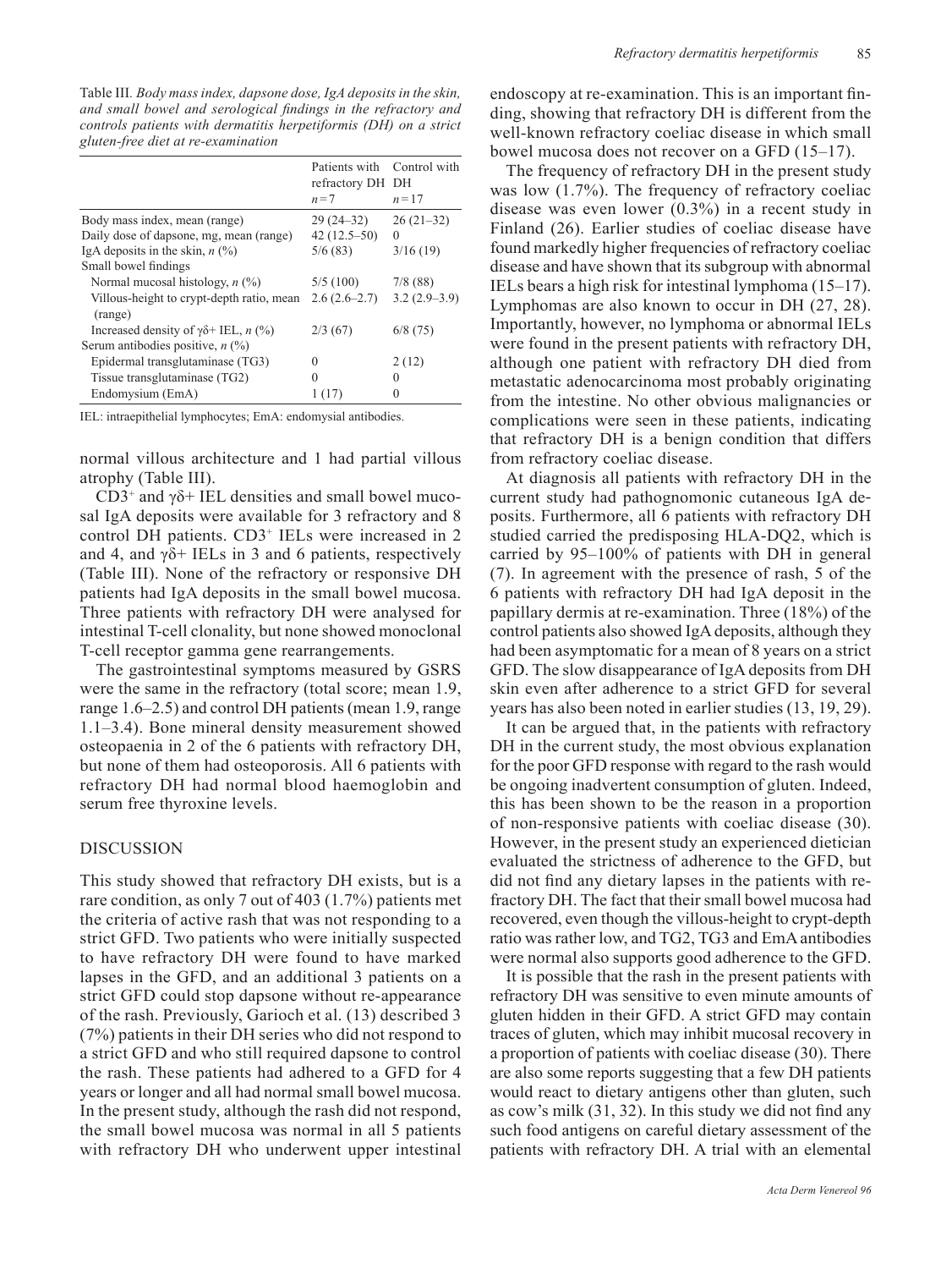Table III. *Body mass index, dapsone dose, IgA deposits in the skin, and small bowel and serological findings in the refractory and controls patients with dermatitis herpetiformis (DH) on a strict gluten-free diet at re-examination*

| | Patients with refractory DH $n=7$ | Control with DH $n=17$ |
|---|---|---|
| Body mass index, mean (range) | 29 (24–32) | 26 (21–32) |
| Daily dose of dapsone, mg, mean (range) | 42 (12.5–50) | 0 |
| IgA deposits in the skin, *n* (%) | 5/6 (83) | 3/16 (19) |
| Small bowel findings | | |
| Normal mucosal histology, *n* (%) | 5/5 (100) | 7/8 (88) |
| Villous-height to crypt-depth ratio, mean (range) | 2.6 (2.6–2.7) | 3.2 (2.9–3.9) |
| Increased density of γδ+ IEL, *n* (%) | 2/3 (67) | 6/8 (75) |
| Serum antibodies positive, *n* (%) | | |
| Epidermal transglutaminase (TG3) | 0 | 2 (12) |
| Tissue transglutaminase (TG2) | 0 | 0 |
| Endomysium (EmA) | 1 (17) | 0 |

IEL: intraepithelial lymphocytes; EmA: endomysial antibodies.

normal villous architecture and 1 had partial villous atrophy (Table III).

$CD3^+$ and γδ+ IEL densities and small bowel mucosal IgA deposits were available for 3 refractory and 8 control DH patients. $CD3^+$ IELs were increased in 2 and 4, and γδ+ IELs in 3 and 6 patients, respectively (Table III). None of the refractory or responsive DH patients had IgA deposits in the small bowel mucosa. Three patients with refractory DH were analysed for intestinal T-cell clonality, but none showed monoclonal T-cell receptor gamma gene rearrangements.

The gastrointestinal symptoms measured by GSRS were the same in the refractory (total score; mean 1.9, range 1.6–2.5) and control DH patients (mean 1.9, range 1.1–3.4). Bone mineral density measurement showed osteopaenia in 2 of the 6 patients with refractory DH, but none of them had osteoporosis. All 6 patients with refractory DH had normal blood haemoglobin and serum free thyroxine levels.

## DISCUSSION

This study showed that refractory DH exists, but is a rare condition, as only 7 out of 403 (1.7%) patients met the criteria of active rash that was not responding to a strict GFD. Two patients who were initially suspected to have refractory DH were found to have marked lapses in the GFD, and an additional 3 patients on a strict GFD could stop dapsone without re-appearance of the rash. Previously, Garioch et al. (13) described 3 (7%) patients in their DH series who did not respond to a strict GFD and who still required dapsone to control the rash. These patients had adhered to a GFD for 4 years or longer and all had normal small bowel mucosa. In the present study, although the rash did not respond, the small bowel mucosa was normal in all 5 patients with refractory DH who underwent upper intestinal endoscopy at re-examination. This is an important finding, showing that refractory DH is different from the well-known refractory coeliac disease in which small bowel mucosa does not recover on a GFD (15–17).

The frequency of refractory DH in the present study was low (1.7%). The frequency of refractory coeliac disease was even lower (0.3%) in a recent study in Finland (26). Earlier studies of coeliac disease have found markedly higher frequencies of refractory coeliac disease and have shown that its subgroup with abnormal IELs bears a high risk for intestinal lymphoma (15–17). Lymphomas are also known to occur in DH (27, 28). Importantly, however, no lymphoma or abnormal IELs were found in the present patients with refractory DH, although one patient with refractory DH died from metastatic adenocarcinoma most probably originating from the intestine. No other obvious malignancies or complications were seen in these patients, indicating that refractory DH is a benign condition that differs from refractory coeliac disease.

At diagnosis all patients with refractory DH in the current study had pathognomonic cutaneous IgA deposits. Furthermore, all 6 patients with refractory DH studied carried the predisposing HLA-DQ2, which is carried by 95–100% of patients with DH in general (7). In agreement with the presence of rash, 5 of the 6 patients with refractory DH had IgA deposit in the papillary dermis at re-examination. Three (18%) of the control patients also showed IgA deposits, although they had been asymptomatic for a mean of 8 years on a strict GFD. The slow disappearance of IgA deposits from DH skin even after adherence to a strict GFD for several years has also been noted in earlier studies (13, 19, 29).

It can be argued that, in the patients with refractory DH in the current study, the most obvious explanation for the poor GFD response with regard to the rash would be ongoing inadvertent consumption of gluten. Indeed, this has been shown to be the reason in a proportion of non-responsive patients with coeliac disease (30). However, in the present study an experienced dietician evaluated the strictness of adherence to the GFD, but did not find any dietary lapses in the patients with refractory DH. The fact that their small bowel mucosa had recovered, even though the villous-height to crypt-depth ratio was rather low, and TG2, TG3 and EmA antibodies were normal also supports good adherence to the GFD.

It is possible that the rash in the present patients with refractory DH was sensitive to even minute amounts of gluten hidden in their GFD. A strict GFD may contain traces of gluten, which may inhibit mucosal recovery in a proportion of patients with coeliac disease (30). There are also some reports suggesting that a few DH patients would react to dietary antigens other than gluten, such as cow's milk (31, 32). In this study we did not find any such food antigens on careful dietary assessment of the patients with refractory DH. A trial with an elemental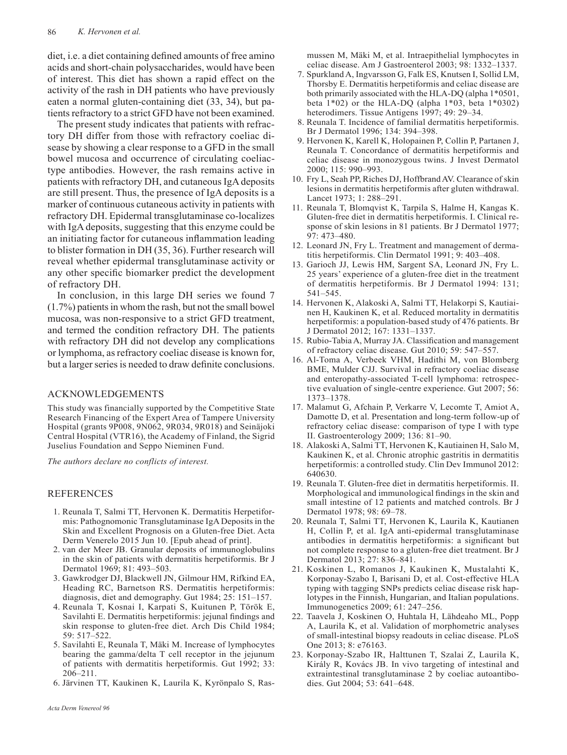diet, i.e. a diet containing defined amounts of free amino acids and short-chain polysaccharides, would have been of interest. This diet has shown a rapid effect on the activity of the rash in DH patients who have previously eaten a normal gluten-containing diet (33, 34), but patients refractory to a strict GFD have not been examined.

The present study indicates that patients with refractory DH differ from those with refractory coeliac disease by showing a clear response to a GFD in the small bowel mucosa and occurrence of circulating coeliac-type antibodies. However, the rash remains active in patients with refractory DH, and cutaneous IgA deposits are still present. Thus, the presence of IgA deposits is a marker of continuous cutaneous activity in patients with refractory DH. Epidermal transglutaminase co-localizes with IgA deposits, suggesting that this enzyme could be an initiating factor for cutaneous inflammation leading to blister formation in DH (35, 36). Further research will reveal whether epidermal transglutaminase activity or any other specific biomarker predict the development of refractory DH.

In conclusion, in this large DH series we found 7 (1.7%) patients in whom the rash, but not the small bowel mucosa, was non-responsive to a strict GFD treatment, and termed the condition refractory DH. The patients with refractory DH did not develop any complications or lymphoma, as refractory coeliac disease is known for, but a larger series is needed to draw definite conclusions.

## ACKNOWLEDGEMENTS

This study was financially supported by the Competitive State Research Financing of the Expert Area of Tampere University Hospital (grants 9P008, 9N062, 9R034, 9R018) and Seinäjoki Central Hospital (VTR16), the Academy of Finland, the Sigrid Juselius Foundation and Seppo Nieminen Fund.

*The authors declare no conflicts of interest.*

## REFERENCES

1. Reunala T, Salmi TT, Hervonen K. Dermatitis Herpetiformis: Pathognomonic Transglutaminase IgA Deposits in the Skin and Excellent Prognosis on a Gluten-free Diet. Acta Derm Venerelo 2015 Jun 10. [Epub ahead of print].
2. van der Meer JB. Granular deposits of immunoglobulins in the skin of patients with dermatitis herpetiformis. Br J Dermatol 1969; 81: 493–503.
3. Gawkrodger DJ, Blackwell JN, Gilmour HM, Rifkind EA, Heading RC, Barnetson RS. Dermatitis herpetiformis: diagnosis, diet and demography. Gut 1984; 25: 151–157.
4. Reunala T, Kosnai I, Karpati S, Kuitunen P, Török E, Savilahti E. Dermatitis herpetiformis: jejunal findings and skin response to gluten-free diet. Arch Dis Child 1984; 59: 517–522.
5. Savilahti E, Reunala T, Mäki M. Increase of lymphocytes bearing the gamma/delta T cell receptor in the jejunum of patients with dermatitis herpetiformis. Gut 1992; 33: 206–211.
6. Järvinen TT, Kaukinen K, Laurila K, Kyrönpalo S, Rasmussen M, Mäki M, et al. Intraepithelial lymphocytes in celiac disease. Am J Gastroenterol 2003; 98: 1332–1337.
7. Spurkland A, Ingvarsson G, Falk ES, Knutsen I, Sollid LM, Thorsby E. Dermatitis herpetiformis and celiac disease are both primarily associated with the HLA-DQ (alpha 1*0501, beta 1*02) or the HLA-DQ (alpha 1*03, beta 1*0302) heterodimers. Tissue Antigens 1997; 49: 29–34.
8. Reunala T. Incidence of familial dermatitis herpetiformis. Br J Dermatol 1996; 134: 394–398.
9. Hervonen K, Karell K, Holopainen P, Collin P, Partanen J, Reunala T. Concordance of dermatitis herpetiformis and celiac disease in monozygous twins. J Invest Dermatol 2000; 115: 990–993.
10. Fry L, Seah PP, Riches DJ, Hoffbrand AV. Clearance of skin lesions in dermatitis herpetiformis after gluten withdrawal. Lancet 1973; 1: 288–291.
11. Reunala T, Blomqvist K, Tarpila S, Halme H, Kangas K. Gluten-free diet in dermatitis herpetiformis. I. Clinical response of skin lesions in 81 patients. Br J Dermatol 1977; 97: 473–480.
12. Leonard JN, Fry L. Treatment and management of dermatitis herpetiformis. Clin Dermatol 1991; 9: 403–408.
13. Garioch JJ, Lewis HM, Sargent SA, Leonard JN, Fry L. 25 years' experience of a gluten-free diet in the treatment of dermatitis herpetiformis. Br J Dermatol 1994: 131; 541–545.
14. Hervonen K, Alakoski A, Salmi TT, Helakorpi S, Kautiainen H, Kaukinen K, et al. Reduced mortality in dermatitis herpetiformis: a population-based study of 476 patients. Br J Dermatol 2012; 167: 1331–1337.
15. Rubio-Tabia A, Murray JA. Classification and management of refractory celiac disease. Gut 2010; 59: 547–557.
16. Al-Toma A, Verbeek VHM, Hadithi M, von Blomberg BME, Mulder CJJ. Survival in refractory coeliac disease and enteropathy-associated T-cell lymphoma: retrospective evaluation of single-centre experience. Gut 2007; 56: 1373–1378.
17. Malamut G, Afchain P, Verkarre V, Lecomte T, Amiot A, Damotte D, et al. Presentation and long-term follow-up of refractory celiac disease: comparison of type I with type II. Gastroenterology 2009; 136: 81–90.
18. Alakoski A, Salmi TT, Hervonen K, Kautiainen H, Salo M, Kaukinen K, et al. Chronic atrophic gastritis in dermatitis herpetiformis: a controlled study. Clin Dev Immunol 2012: 640630.
19. Reunala T. Gluten-free diet in dermatitis herpetiformis. II. Morphological and immunological findings in the skin and small intestine of 12 patients and matched controls. Br J Dermatol 1978; 98: 69–78.
20. Reunala T, Salmi TT, Hervonen K, Laurila K, Kautianen H, Collin P, et al. IgA anti-epidermal transglutaminase antibodies in dermatitis herpetiformis: a significant but not complete response to a gluten-free diet treatment. Br J Dermatol 2013; 27: 836–841.
21. Koskinen L, Romanos J, Kaukinen K, Mustalahti K, Korponay-Szabo I, Barisani D, et al. Cost-effective HLA typing with tagging SNPs predicts celiac disease risk haplotypes in the Finnish, Hungarian, and Italian populations. Immunogenetics 2009; 61: 247–256.
22. Taavela J, Koskinen O, Huhtala H, Lähdeaho ML, Popp A, Laurila K, et al. Validation of morphometric analyses of small-intestinal biopsy readouts in celiac disease. PLoS One 2013; 8: e76163.
23. Korponay-Szabo IR, Halttunen T, Szalai Z, Laurila K, Király R, Kovács JB. In vivo targeting of intestinal and extraintestinal transglutaminase 2 by coeliac autoantibodies. Gut 2004; 53: 641–648.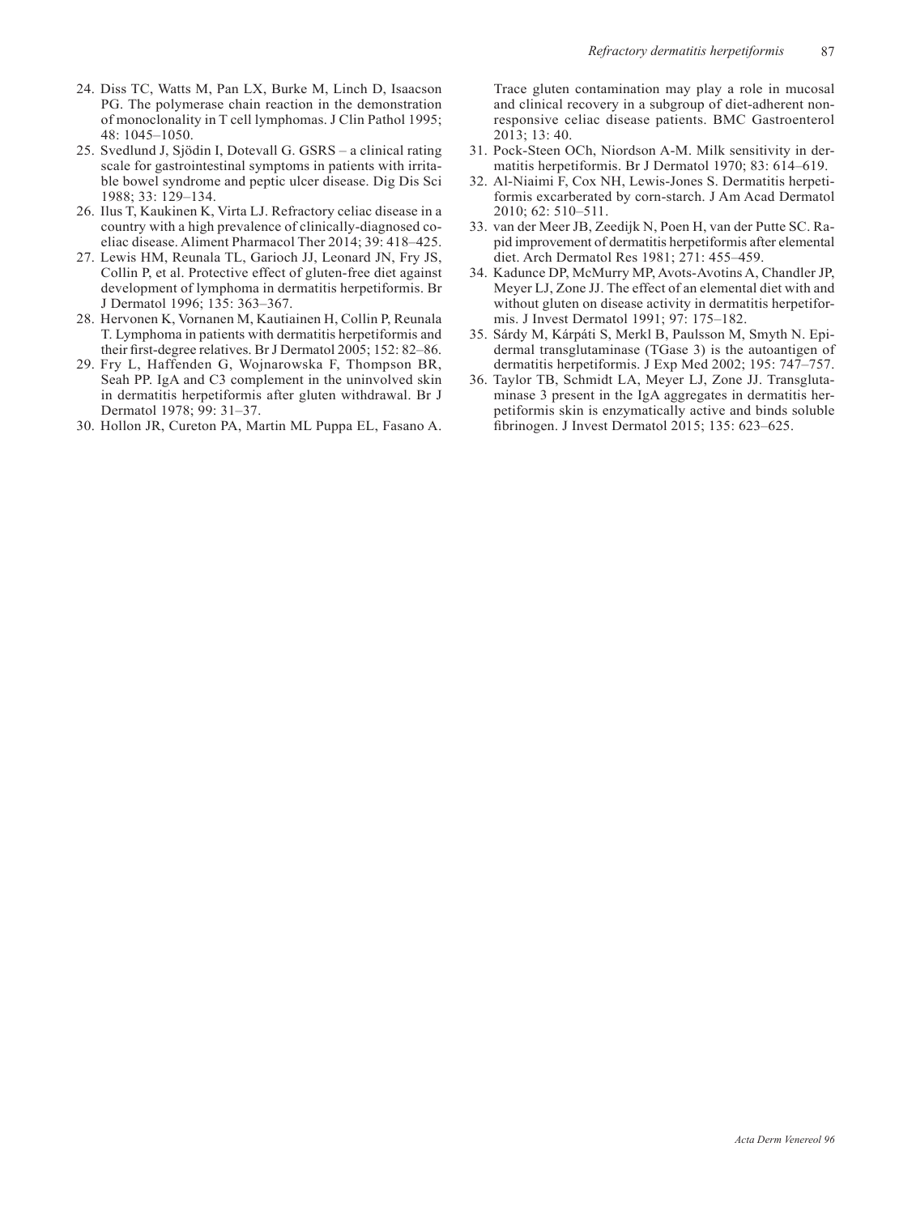24. Diss TC, Watts M, Pan LX, Burke M, Linch D, Isaacson PG. The polymerase chain reaction in the demonstration of monoclonality in T cell lymphomas. J Clin Pathol 1995; 48: 1045–1050.
25. Svedlund J, Sjödin I, Dotevall G. GSRS – a clinical rating scale for gastrointestinal symptoms in patients with irritable bowel syndrome and peptic ulcer disease. Dig Dis Sci 1988; 33: 129–134.
26. Ilus T, Kaukinen K, Virta LJ. Refractory celiac disease in a country with a high prevalence of clinically-diagnosed coeliac disease. Aliment Pharmacol Ther 2014; 39: 418–425.
27. Lewis HM, Reunala TL, Garioch JJ, Leonard JN, Fry JS, Collin P, et al. Protective effect of gluten-free diet against development of lymphoma in dermatitis herpetiformis. Br J Dermatol 1996; 135: 363–367.
28. Hervonen K, Vornanen M, Kautiainen H, Collin P, Reunala T. Lymphoma in patients with dermatitis herpetiformis and their first-degree relatives. Br J Dermatol 2005; 152: 82–86.
29. Fry L, Haffenden G, Wojnarowska F, Thompson BR, Seah PP. IgA and C3 complement in the uninvolved skin in dermatitis herpetiformis after gluten withdrawal. Br J Dermatol 1978; 99: 31–37.
30. Hollon JR, Cureton PA, Martin ML Puppa EL, Fasano A. Trace gluten contamination may play a role in mucosal and clinical recovery in a subgroup of diet-adherent non-responsive celiac disease patients. BMC Gastroenterol 2013; 13: 40.
31. Pock-Steen OCh, Niordson A-M. Milk sensitivity in dermatitis herpetiformis. Br J Dermatol 1970; 83: 614–619.
32. Al-Niaimi F, Cox NH, Lewis-Jones S. Dermatitis herpetiformis excarberated by corn-starch. J Am Acad Dermatol 2010; 62: 510–511.
33. van der Meer JB, Zeedijk N, Poen H, van der Putte SC. Rapid improvement of dermatitis herpetiformis after elemental diet. Arch Dermatol Res 1981; 271: 455–459.
34. Kadunce DP, McMurry MP, Avots-Avotins A, Chandler JP, Meyer LJ, Zone JJ. The effect of an elemental diet with and without gluten on disease activity in dermatitis herpetiformis. J Invest Dermatol 1991; 97: 175–182.
35. Sárdy M, Kárpáti S, Merkl B, Paulsson M, Smyth N. Epidermal transglutaminase (TGase 3) is the autoantigen of dermatitis herpetiformis. J Exp Med 2002; 195: 747–757.
36. Taylor TB, Schmidt LA, Meyer LJ, Zone JJ. Transglutaminase 3 present in the IgA aggregates in dermatitis herpetiformis skin is enzymatically active and binds soluble fibrinogen. J Invest Dermatol 2015; 135: 623–625.